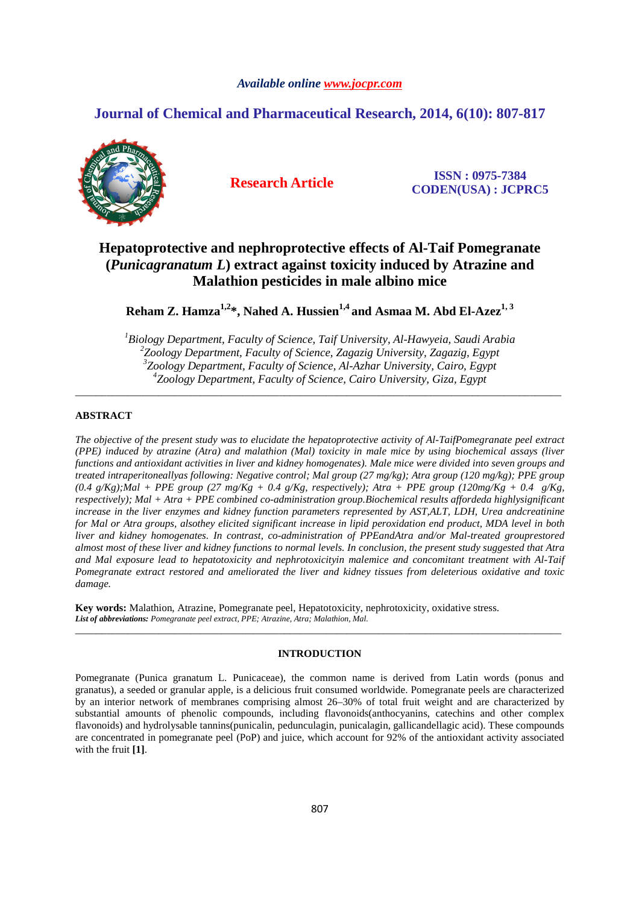*Available online www.jocpr.com*

## Journal of Chemical and Pharmaceutical Research, 2014, 6(10): 807-817

**Research Article**

**ISSN : 0975-7384**
**CODEN(USA) : JCPRC5**

# Hepatoprotective and nephroprotective effects of Al-Taif Pomegranate (*Punicagranatum L*) extract against toxicity induced by Atrazine and Malathion pesticides in male albino mice

**Reham Z. Hamza[1,2]*, Nahed A. Hussien[1,4] and Asmaa M. Abd El-Azez[1,3]**

[1]*Biology Department, Faculty of Science, Taif University, Al-Hawyeia, Saudi Arabia*
[2]*Zoology Department, Faculty of Science, Zagazig University, Zagazig, Egypt*
[3]*Zoology Department, Faculty of Science, Al-Azhar University, Cairo, Egypt*
[4]*Zoology Department, Faculty of Science, Cairo University, Giza, Egypt*

---

## ABSTRACT

*The objective of the present study was to elucidate the hepatoprotective activity of Al-TaifPomegranate peel extract (PPE) induced by atrazine (Atra) and malathion (Mal) toxicity in male mice by using biochemical assays (liver functions and antioxidant activities in liver and kidney homogenates). Male mice were divided into seven groups and treated intraperitoneallyas following: Negative control; Mal group (27 mg/kg); Atra group (120 mg/kg); PPE group (0.4 g/Kg);Mal + PPE group (27 mg/Kg + 0.4 g/Kg, respectively); Atra + PPE group (120mg/Kg + 0.4 g/Kg, respectively); Mal + Atra + PPE combined co-administration group.Biochemical results affordeda highlysignificant increase in the liver enzymes and kidney function parameters represented by AST,ALT, LDH, Urea andcreatinine for Mal or Atra groups, alsothey elicited significant increase in lipid peroxidation end product, MDA level in both liver and kidney homogenates. In contrast, co-administration of PPEandAtra and/or Mal-treated grouprestored almost most of these liver and kidney functions to normal levels. In conclusion, the present study suggested that Atra and Mal exposure lead to hepatotoxicity and nephrotoxicityin malemice and concomitant treatment with Al-Taif Pomegranate extract restored and ameliorated the liver and kidney tissues from deleterious oxidative and toxic damage.*

**Key words:** Malathion, Atrazine, Pomegranate peel, Hepatotoxicity, nephrotoxicity, oxidative stress.
***List of abbreviations:*** *Pomegranate peel extract, PPE; Atrazine, Atra; Malathion, Mal.*

---

## INTRODUCTION

Pomegranate (Punica granatum L. Punicaceae), the common name is derived from Latin words (ponus and granatus), a seeded or granular apple, is a delicious fruit consumed worldwide. Pomegranate peels are characterized by an interior network of membranes comprising almost 26–30% of total fruit weight and are characterized by substantial amounts of phenolic compounds, including flavonoids(anthocyanins, catechins and other complex flavonoids) and hydrolysable tannins(punicalin, pedunculagin, punicalagin, gallicandellagic acid). These compounds are concentrated in pomegranate peel (PoP) and juice, which account for 92% of the antioxidant activity associated with the fruit **[1]**.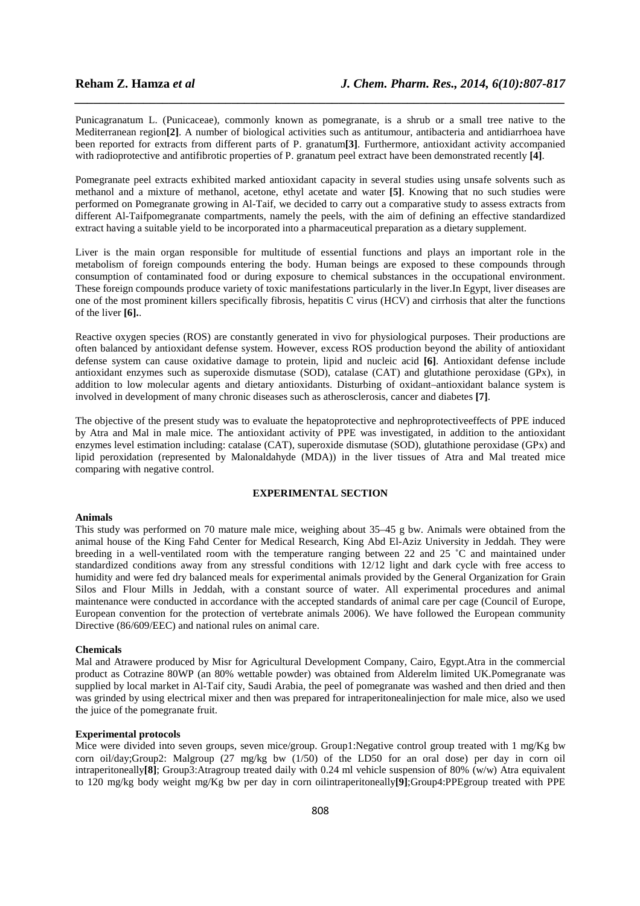Punicagranatum L. (Punicaceae), commonly known as pomegranate, is a shrub or a small tree native to the Mediterranean region**[2]**. A number of biological activities such as antitumour, antibacteria and antidiarrhoea have been reported for extracts from different parts of P. granatum**[3]**. Furthermore, antioxidant activity accompanied with radioprotective and antifibrotic properties of P. granatum peel extract have been demonstrated recently **[4]**.

Pomegranate peel extracts exhibited marked antioxidant capacity in several studies using unsafe solvents such as methanol and a mixture of methanol, acetone, ethyl acetate and water **[5]**. Knowing that no such studies were performed on Pomegranate growing in Al-Taif, we decided to carry out a comparative study to assess extracts from different Al-Taifpomegranate compartments, namely the peels, with the aim of defining an effective standardized extract having a suitable yield to be incorporated into a pharmaceutical preparation as a dietary supplement.

Liver is the main organ responsible for multitude of essential functions and plays an important role in the metabolism of foreign compounds entering the body. Human beings are exposed to these compounds through consumption of contaminated food or during exposure to chemical substances in the occupational environment. These foreign compounds produce variety of toxic manifestations particularly in the liver.In Egypt, liver diseases are one of the most prominent killers specifically fibrosis, hepatitis C virus (HCV) and cirrhosis that alter the functions of the liver **[6].**.

Reactive oxygen species (ROS) are constantly generated in vivo for physiological purposes. Their productions are often balanced by antioxidant defense system. However, excess ROS production beyond the ability of antioxidant defense system can cause oxidative damage to protein, lipid and nucleic acid **[6]**. Antioxidant defense include antioxidant enzymes such as superoxide dismutase (SOD), catalase (CAT) and glutathione peroxidase (GPx), in addition to low molecular agents and dietary antioxidants. Disturbing of oxidant–antioxidant balance system is involved in development of many chronic diseases such as atherosclerosis, cancer and diabetes **[7]**.

The objective of the present study was to evaluate the hepatoprotective and nephroprotectiveeffects of PPE induced by Atra and Mal in male mice. The antioxidant activity of PPE was investigated, in addition to the antioxidant enzymes level estimation including: catalase (CAT), superoxide dismutase (SOD), glutathione peroxidase (GPx) and lipid peroxidation (represented by Malonaldahyde (MDA)) in the liver tissues of Atra and Mal treated mice comparing with negative control.

## EXPERIMENTAL SECTION

**Animals**

This study was performed on 70 mature male mice, weighing about 35–45 g bw. Animals were obtained from the animal house of the King Fahd Center for Medical Research, King Abd El-Aziz University in Jeddah. They were breeding in a well-ventilated room with the temperature ranging between 22 and 25 ˚C and maintained under standardized conditions away from any stressful conditions with 12/12 light and dark cycle with free access to humidity and were fed dry balanced meals for experimental animals provided by the General Organization for Grain Silos and Flour Mills in Jeddah, with a constant source of water. All experimental procedures and animal maintenance were conducted in accordance with the accepted standards of animal care per cage (Council of Europe, European convention for the protection of vertebrate animals 2006). We have followed the European community Directive (86/609/EEC) and national rules on animal care.

**Chemicals**

Mal and Atrawere produced by Misr for Agricultural Development Company, Cairo, Egypt.Atra in the commercial product as Cotrazine 80WP (an 80% wettable powder) was obtained from Alderelm limited UK.Pomegranate was supplied by local market in Al-Taif city, Saudi Arabia, the peel of pomegranate was washed and then dried and then was grinded by using electrical mixer and then was prepared for intraperitonealinjection for male mice, also we used the juice of the pomegranate fruit.

**Experimental protocols**

Mice were divided into seven groups, seven mice/group. Group1:Negative control group treated with 1 mg/Kg bw corn oil/day;Group2: Malgroup (27 mg/kg bw (1/50) of the LD50 for an oral dose) per day in corn oil intraperitoneally**[8]**; Group3:Atragroup treated daily with 0.24 ml vehicle suspension of 80% (w/w) Atra equivalent to 120 mg/kg body weight mg/Kg bw per day in corn oilintraperitoneally**[9]**;Group4:PPEgroup treated with PPE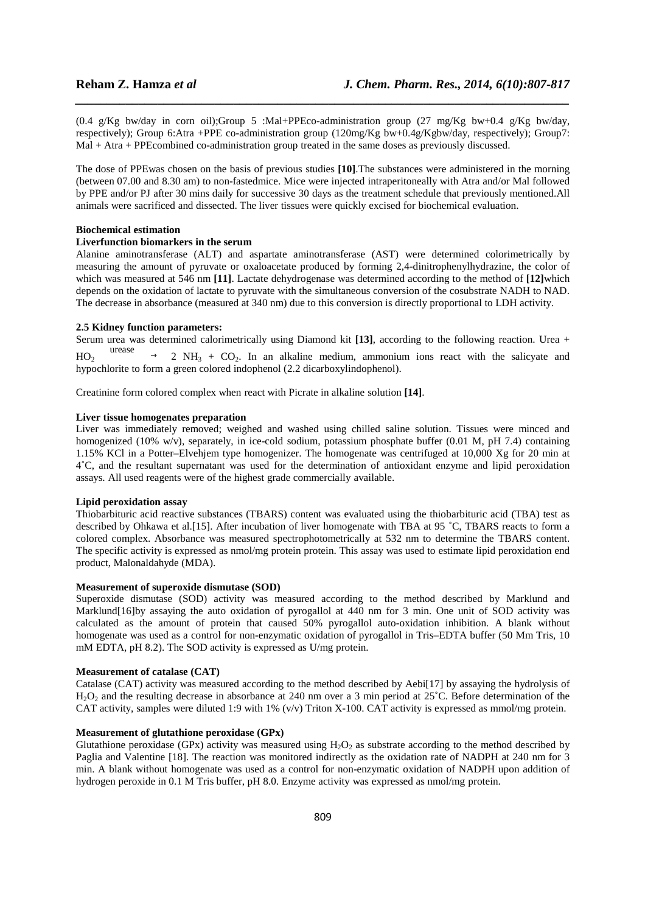(0.4 g/Kg bw/day in corn oil);Group 5 :Mal+PPEco-administration group (27 mg/Kg bw+0.4 g/Kg bw/day, respectively); Group 6:Atra +PPE co-administration group (120mg/Kg bw+0.4g/Kgbw/day, respectively); Group7: Mal + Atra + PPEcombined co-administration group treated in the same doses as previously discussed.

The dose of PPEwas chosen on the basis of previous studies **[10]**.The substances were administered in the morning (between 07.00 and 8.30 am) to non-fastedmice. Mice were injected intraperitoneally with Atra and/or Mal followed by PPE and/or PJ after 30 mins daily for successive 30 days as the treatment schedule that previously mentioned.All animals were sacrificed and dissected. The liver tissues were quickly excised for biochemical evaluation.

**Biochemical estimation**

**Liverfunction biomarkers in the serum**

Alanine aminotransferase (ALT) and aspartate aminotransferase (AST) were determined colorimetrically by measuring the amount of pyruvate or oxaloacetate produced by forming 2,4-dinitrophenylhydrazine, the color of which was measured at 546 nm **[11]**. Lactate dehydrogenase was determined according to the method of **[12]**which depends on the oxidation of lactate to pyruvate with the simultaneous conversion of the cosubstrate NADH to NAD. The decrease in absorbance (measured at 340 nm) due to this conversion is directly proportional to LDH activity.

**2.5 Kidney function parameters:**

Serum urea was determined calorimetrically using Diamond kit **[13]**, according to the following reaction. Urea + $HO_2 \xrightarrow{urease} 2\ NH_3 + CO_2$. In an alkaline medium, ammonium ions react with the salicyate and hypochlorite to form a green colored indophenol (2.2 dicarboxylindophenol).

Creatinine form colored complex when react with Picrate in alkaline solution **[14]**.

**Liver tissue homogenates preparation**

Liver was immediately removed; weighed and washed using chilled saline solution. Tissues were minced and homogenized (10% w/v), separately, in ice-cold sodium, potassium phosphate buffer (0.01 M, pH 7.4) containing 1.15% KCl in a Potter–Elvehjem type homogenizer. The homogenate was centrifuged at 10,000 Xg for 20 min at 4˚C, and the resultant supernatant was used for the determination of antioxidant enzyme and lipid peroxidation assays. All used reagents were of the highest grade commercially available.

**Lipid peroxidation assay**

Thiobarbituric acid reactive substances (TBARS) content was evaluated using the thiobarbituric acid (TBA) test as described by Ohkawa et al.[15]. After incubation of liver homogenate with TBA at 95 ˚C, TBARS reacts to form a colored complex. Absorbance was measured spectrophotometrically at 532 nm to determine the TBARS content. The specific activity is expressed as nmol/mg protein protein. This assay was used to estimate lipid peroxidation end product, Malonaldahyde (MDA).

**Measurement of superoxide dismutase (SOD)**

Superoxide dismutase (SOD) activity was measured according to the method described by Marklund and Marklund[16]by assaying the auto oxidation of pyrogallol at 440 nm for 3 min. One unit of SOD activity was calculated as the amount of protein that caused 50% pyrogallol auto-oxidation inhibition. A blank without homogenate was used as a control for non-enzymatic oxidation of pyrogallol in Tris–EDTA buffer (50 Mm Tris, 10 mM EDTA, pH 8.2). The SOD activity is expressed as U/mg protein.

**Measurement of catalase (CAT)**

Catalase (CAT) activity was measured according to the method described by Aebi[17] by assaying the hydrolysis of $H_2O_2$ and the resulting decrease in absorbance at 240 nm over a 3 min period at 25˚C. Before determination of the CAT activity, samples were diluted 1:9 with 1% (v/v) Triton X-100. CAT activity is expressed as mmol/mg protein.

**Measurement of glutathione peroxidase (GPx)**

Glutathione peroxidase (GPx) activity was measured using $H_2O_2$ as substrate according to the method described by Paglia and Valentine [18]. The reaction was monitored indirectly as the oxidation rate of NADPH at 240 nm for 3 min. A blank without homogenate was used as a control for non-enzymatic oxidation of NADPH upon addition of hydrogen peroxide in 0.1 M Tris buffer, pH 8.0. Enzyme activity was expressed as nmol/mg protein.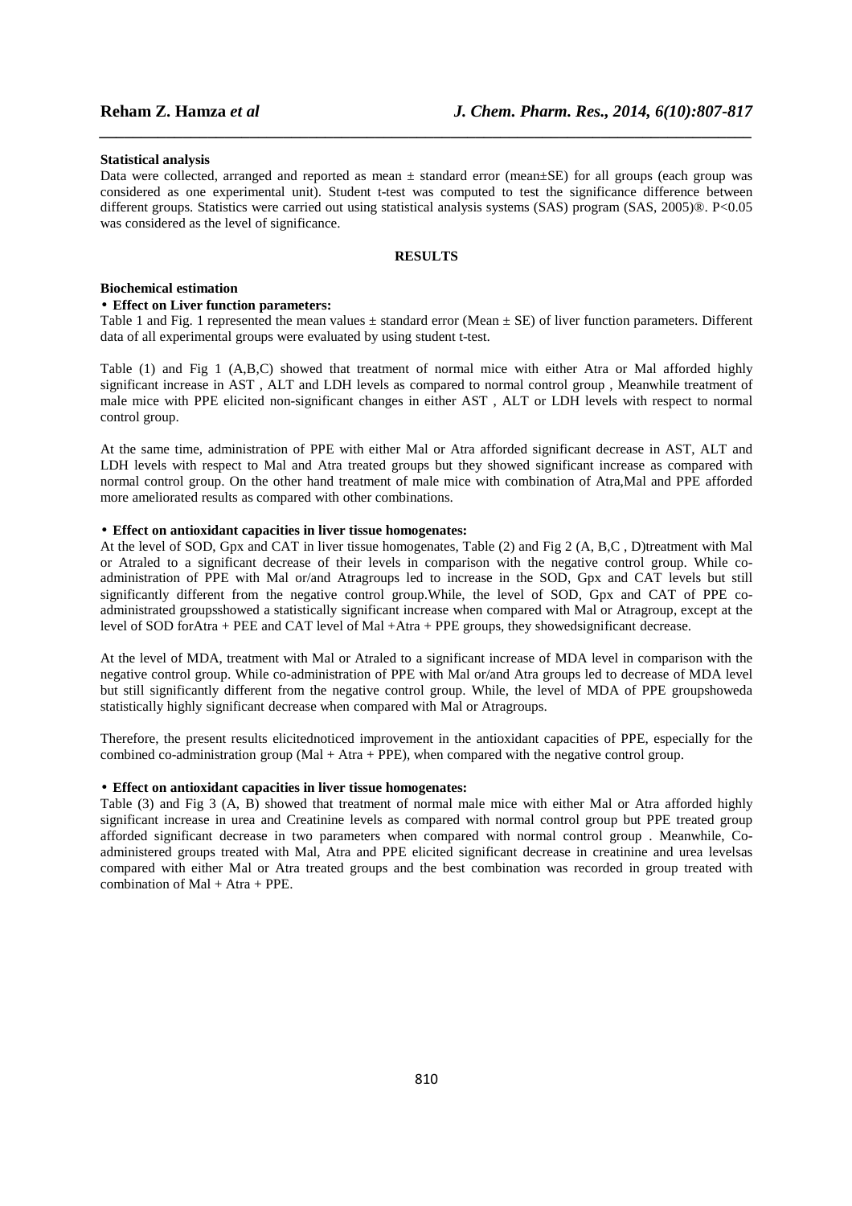**Statistical analysis**

Data were collected, arranged and reported as mean ± standard error (mean±SE) for all groups (each group was considered as one experimental unit). Student t-test was computed to test the significance difference between different groups. Statistics were carried out using statistical analysis systems (SAS) program (SAS, 2005)®. P<0.05 was considered as the level of significance.

## RESULTS

### Biochemical estimation

- **Effect on Liver function parameters:**

Table 1 and Fig. 1 represented the mean values ± standard error (Mean ± SE) of liver function parameters. Different data of all experimental groups were evaluated by using student t-test.

Table (1) and Fig 1 (A,B,C) showed that treatment of normal mice with either Atra or Mal afforded highly significant increase in AST , ALT and LDH levels as compared to normal control group , Meanwhile treatment of male mice with PPE elicited non-significant changes in either AST , ALT or LDH levels with respect to normal control group.

At the same time, administration of PPE with either Mal or Atra afforded significant decrease in AST, ALT and LDH levels with respect to Mal and Atra treated groups but they showed significant increase as compared with normal control group. On the other hand treatment of male mice with combination of Atra,Mal and PPE afforded more ameliorated results as compared with other combinations.

- **Effect on antioxidant capacities in liver tissue homogenates:**

At the level of SOD, Gpx and CAT in liver tissue homogenates, Table (2) and Fig 2 (A, B,C , D)treatment with Mal or Atraled to a significant decrease of their levels in comparison with the negative control group. While co-administration of PPE with Mal or/and Atragroups led to increase in the SOD, Gpx and CAT levels but still significantly different from the negative control group.While, the level of SOD, Gpx and CAT of PPE co-administrated groupsshowed a statistically significant increase when compared with Mal or Atragroup, except at the level of SOD forAtra + PEE and CAT level of Mal +Atra + PPE groups, they showedsignificant decrease.

At the level of MDA, treatment with Mal or Atraled to a significant increase of MDA level in comparison with the negative control group. While co-administration of PPE with Mal or/and Atra groups led to decrease of MDA level but still significantly different from the negative control group. While, the level of MDA of PPE groupshoweda statistically highly significant decrease when compared with Mal or Atragroups.

Therefore, the present results elicitednoticed improvement in the antioxidant capacities of PPE, especially for the combined co-administration group (Mal + Atra + PPE), when compared with the negative control group.

- **Effect on antioxidant capacities in liver tissue homogenates:**

Table (3) and Fig 3 (A, B) showed that treatment of normal male mice with either Mal or Atra afforded highly significant increase in urea and Creatinine levels as compared with normal control group but PPE treated group afforded significant decrease in two parameters when compared with normal control group . Meanwhile, Co-administered groups treated with Mal, Atra and PPE elicited significant decrease in creatinine and urea levelsas compared with either Mal or Atra treated groups and the best combination was recorded in group treated with combination of Mal + Atra + PPE.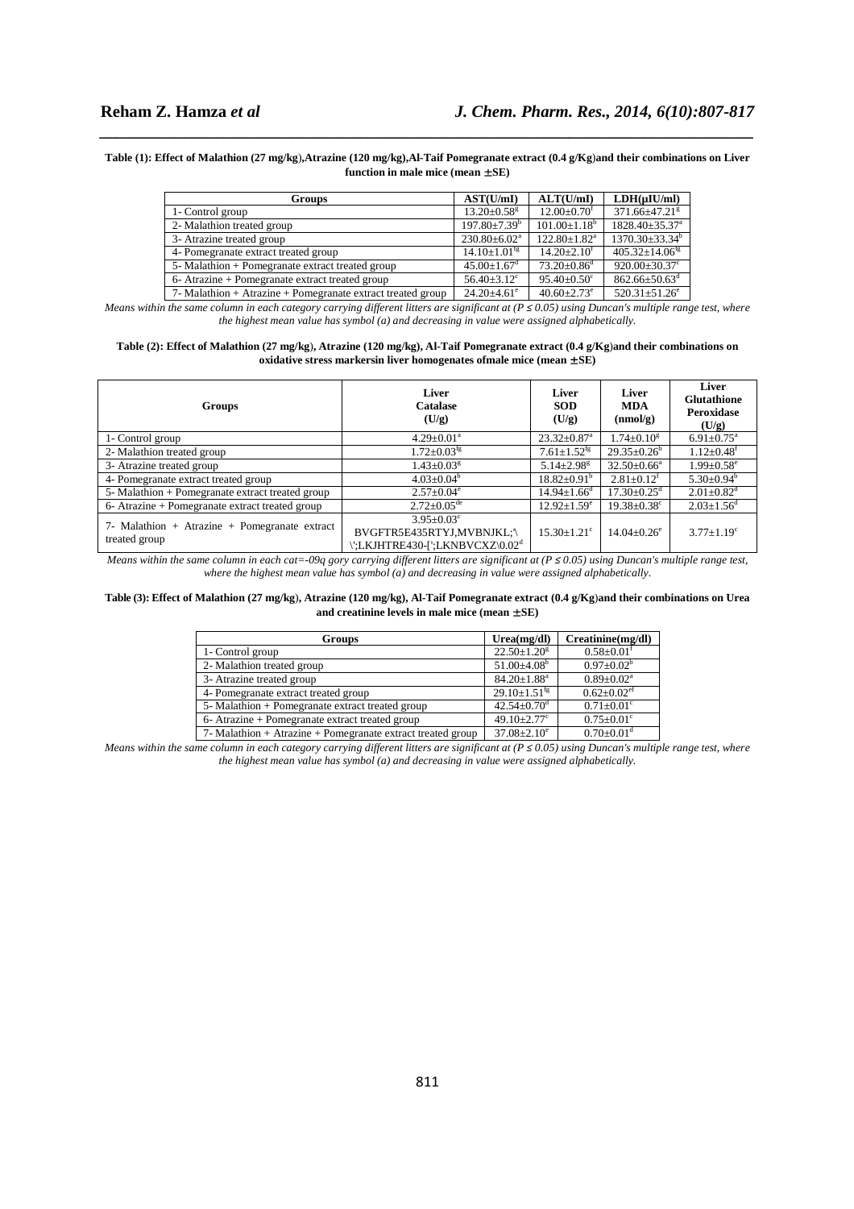**Table (1): Effect of Malathion (27 mg/kg),Atrazine (120 mg/kg),Al-Taif Pomegranate extract (0.4 g/Kg)and their combinations on Liver function in male mice (mean ± SE)**

| Groups | AST(U/ml) | ALT(U/ml) | LDH(μIU/ml) |
|---|---|---|---|
| 1- Control group | $13.20 \pm 0.58^{g}$ | $12.00 \pm 0.70^{f}$ | $371.66 \pm 47.21^{g}$ |
| 2- Malathion treated group | $197.80 \pm 7.39^{b}$ | $101.00 \pm 1.18^{b}$ | $1828.40 \pm 35.37^{a}$ |
| 3- Atrazine treated group | $230.80 \pm 6.02^{a}$ | $122.80 \pm 1.82^{a}$ | $1370.30 \pm 33.34^{b}$ |
| 4- Pomegranate extract treated group | $14.10 \pm 1.01^{fg}$ | $14.20 \pm 2.10^{f}$ | $405.32 \pm 14.06^{fg}$ |
| 5- Malathion + Pomegranate extract treated group | $45.00 \pm 1.67^{d}$ | $73.20 \pm 0.86^{d}$ | $920.00 \pm 30.37^{c}$ |
| 6- Atrazine + Pomegranate extract treated group | $56.40 \pm 3.12^{c}$ | $95.40 \pm 0.50^{c}$ | $862.66 \pm 50.63^{d}$ |
| 7- Malathion + Atrazine + Pomegranate extract treated group | $24.20 \pm 4.61^{e}$ | $40.60 \pm 2.73^{e}$ | $520.31 \pm 51.26^{e}$ |

*Means within the same column in each category carrying different litters are significant at (P ≤ 0.05) using Duncan's multiple range test, where the highest mean value has symbol (a) and decreasing in value were assigned alphabetically.*

**Table (2): Effect of Malathion (27 mg/kg), Atrazine (120 mg/kg), Al-Taif Pomegranate extract (0.4 g/Kg)and their combinations on oxidative stress markersin liver homogenates ofmale mice (mean ± SE)**

| Groups | Liver Catalase (U/g) | Liver SOD (U/g) | Liver MDA (nmol/g) | Liver Glutathione Peroxidase (U/g) |
|---|---|---|---|---|
| 1- Control group | $4.29 \pm 0.01^{a}$ | $23.32 \pm 0.87^{a}$ | $1.74 \pm 0.10^{g}$ | $6.91 \pm 0.75^{a}$ |
| 2- Malathion treated group | $1.72 \pm 0.03^{fg}$ | $7.61 \pm 1.52^{fg}$ | $29.35 \pm 0.26^{b}$ | $1.12 \pm 0.48^{f}$ |
| 3- Atrazine treated group | $1.43 \pm 0.03^{g}$ | $5.14 \pm 2.98^{g}$ | $32.50 \pm 0.66^{a}$ | $1.99 \pm 0.58^{e}$ |
| 4- Pomegranate extract treated group | $4.03 \pm 0.04^{b}$ | $18.82 \pm 0.91^{b}$ | $2.81 \pm 0.12^{f}$ | $5.30 \pm 0.94^{b}$ |
| 5- Malathion + Pomegranate extract treated group | $2.57 \pm 0.04^{e}$ | $14.94 \pm 1.66^{d}$ | $17.30 \pm 0.25^{d}$ | $2.01 \pm 0.82^{d}$ |
| 6- Atrazine + Pomegranate extract treated group | $2.72 \pm 0.05^{de}$ | $12.92 \pm 1.59^{e}$ | $19.38 \pm 0.38^{c}$ | $2.03 \pm 1.56^{d}$ |
| 7- Malathion + Atrazine + Pomegranate extract treated group | $3.95 \pm 0.03^{c}$ BVGFTR5E435RTYJ,MVBNJKL;'\ \';LKJHTRE430-[';LKNBVCXZ\0.02[d] | $15.30 \pm 1.21^{c}$ | $14.04 \pm 0.26^{e}$ | $3.77 \pm 1.19^{c}$ |

*Means within the same column in each cat=-09q gory carrying different litters are significant at (P ≤ 0.05) using Duncan's multiple range test, where the highest mean value has symbol (a) and decreasing in value were assigned alphabetically.*

**Table (3): Effect of Malathion (27 mg/kg), Atrazine (120 mg/kg), Al-Taif Pomegranate extract (0.4 g/Kg)and their combinations on Urea and creatinine levels in male mice (mean ± SE)**

| Groups | Urea(mg/dl) | Creatinine(mg/dl) |
|---|---|---|
| 1- Control group | $22.50 \pm 1.20^{g}$ | $0.58 \pm 0.01^{f}$ |
| 2- Malathion treated group | $51.00 \pm 4.08^{b}$ | $0.97 \pm 0.02^{b}$ |
| 3- Atrazine treated group | $84.20 \pm 1.88^{a}$ | $0.89 \pm 0.02^{a}$ |
| 4- Pomegranate extract treated group | $29.10 \pm 1.51^{fg}$ | $0.62 \pm 0.02^{ef}$ |
| 5- Malathion + Pomegranate extract treated group | $42.54 \pm 0.70^{d}$ | $0.71 \pm 0.01^{c}$ |
| 6- Atrazine + Pomegranate extract treated group | $49.10 \pm 2.77^{c}$ | $0.75 \pm 0.01^{c}$ |
| 7- Malathion + Atrazine + Pomegranate extract treated group | $37.08 \pm 2.10^{e}$ | $0.70 \pm 0.01^{d}$ |

*Means within the same column in each category carrying different litters are significant at (P ≤ 0.05) using Duncan's multiple range test, where the highest mean value has symbol (a) and decreasing in value were assigned alphabetically.*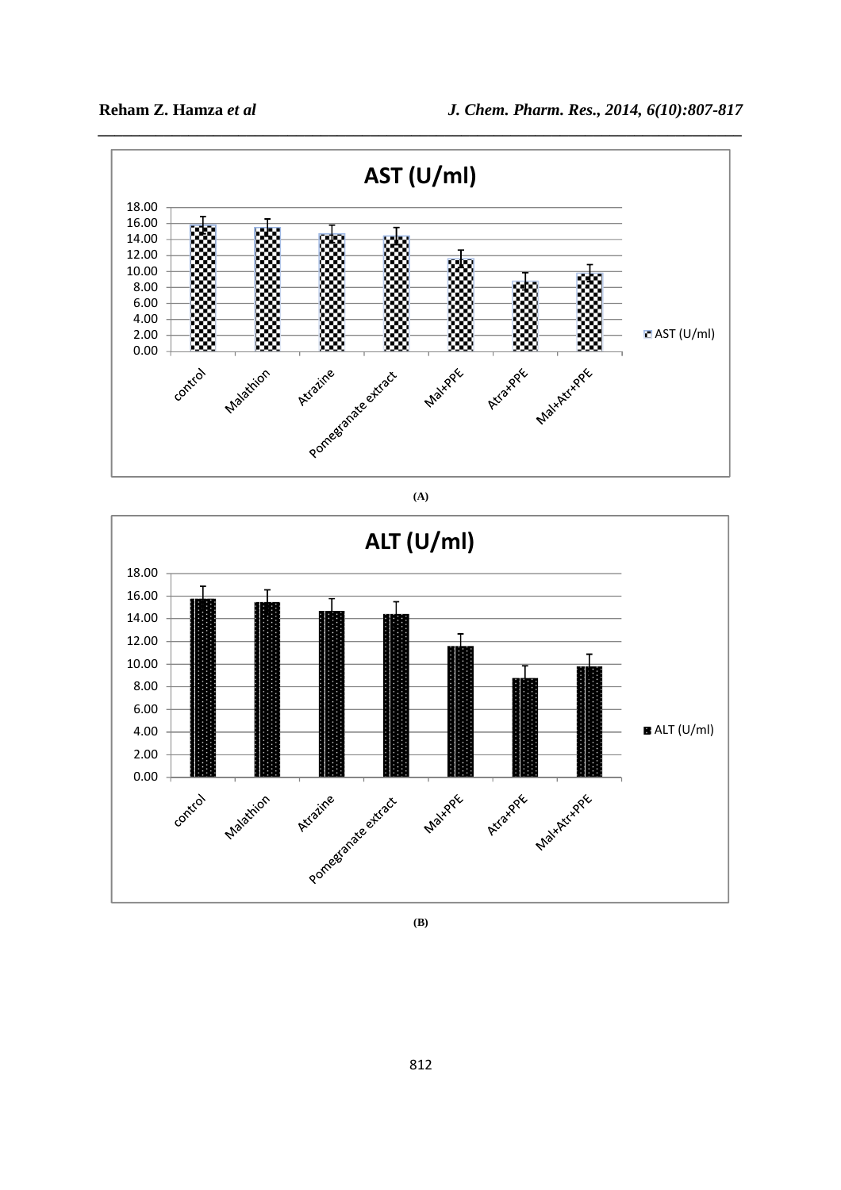**AST (U/ml)**

| Group | AST (U/ml) |
|---|---|
| control | |
| Malathion | |
| Atrazine | |
| Pomegranate extract | |
| Mal+PPE | |
| Atra+PPE | |
| Mal+Atr+PPE | |

(A)

**ALT (U/ml)**

| Group | ALT (U/ml) |
|---|---|
| control | |
| Malathion | |
| Atrazine | |
| Pomegranate extract | |
| Mal+PPE | |
| Atra+PPE | |
| Mal+Atr+PPE | |

(B)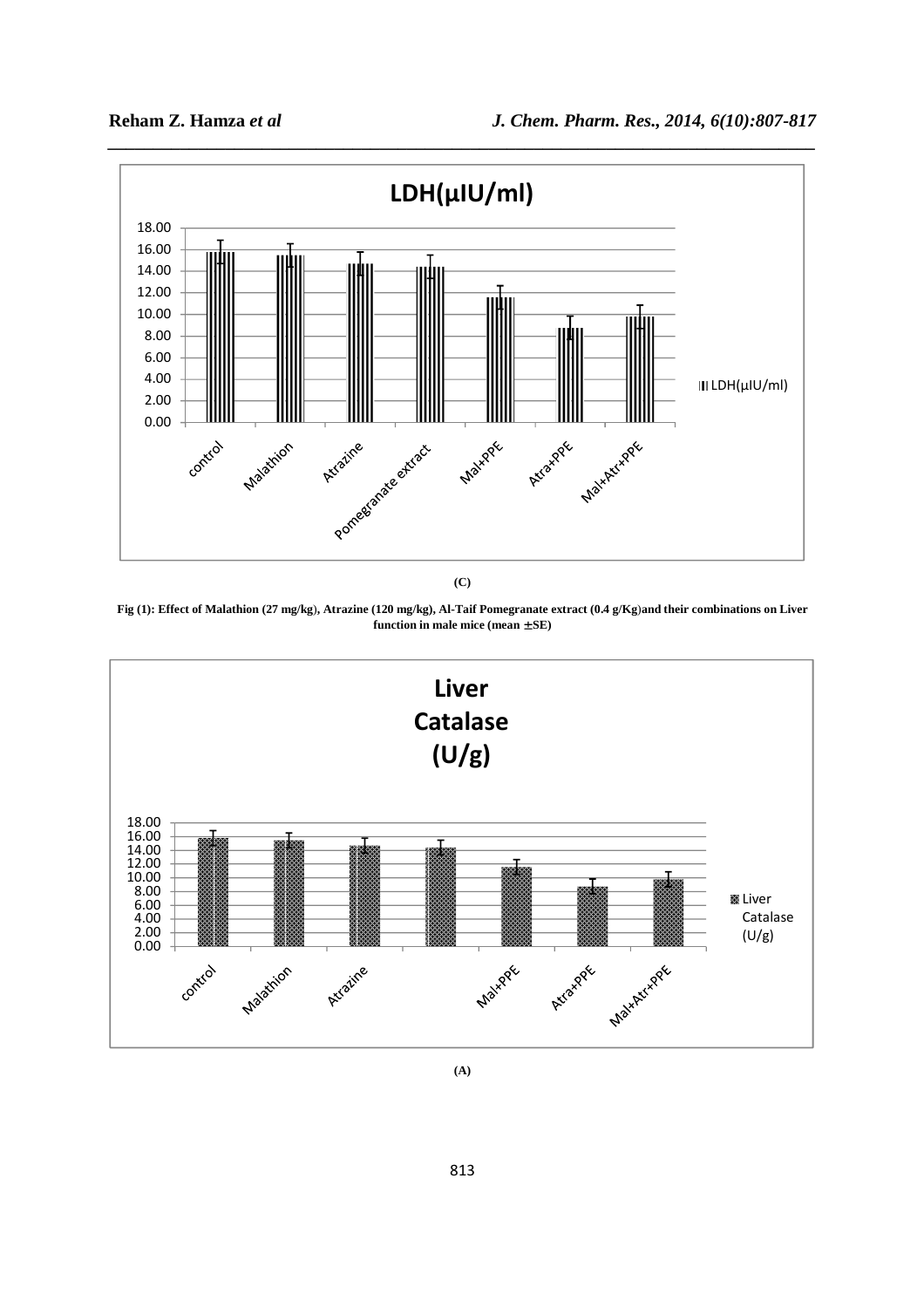**(C)**

**Fig (1): Effect of Malathion (27 mg/kg), Atrazine (120 mg/kg), Al-Taif Pomegranate extract (0.4 g/Kg)and their combinations on Liver function in male mice (mean ±SE)**

**(A)**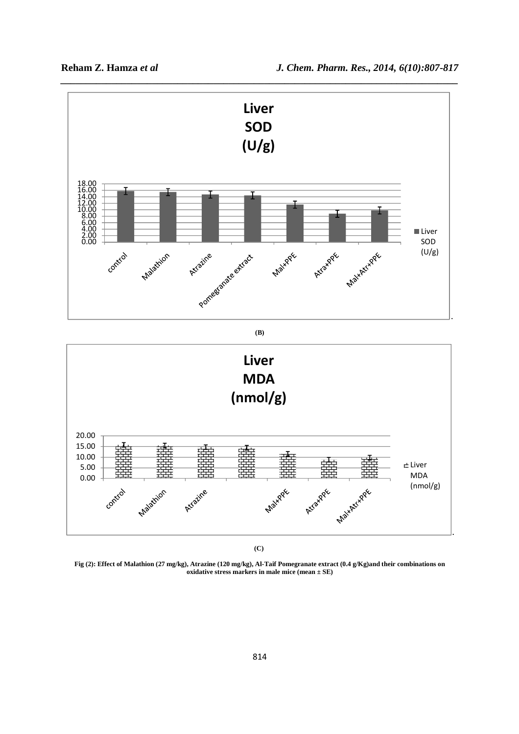**Liver SOD (U/g)**

| | Liver SOD (U/g) |
|---|---|
| control | |
| Malathion | |
| Atrazine | |
| Pomegranate extract | |
| Mal+PPE | |
| Atra+PPE | |
| Mal+Atr+PPE | |

**(B)**

**Liver MDA (nmol/g)**

| | Liver MDA (nmol/g) |
|---|---|
| control | |
| Malathion | |
| Atrazine | |
| | |
| Mal+PPE | |
| Atra+PPE | |
| Mal+Atr+PPE | |

**(C)**

**Fig (2): Effect of Malathion (27 mg/kg), Atrazine (120 mg/kg), Al-Taif Pomegranate extract (0.4 g/Kg)and their combinations on oxidative stress markers in male mice (mean ± SE)**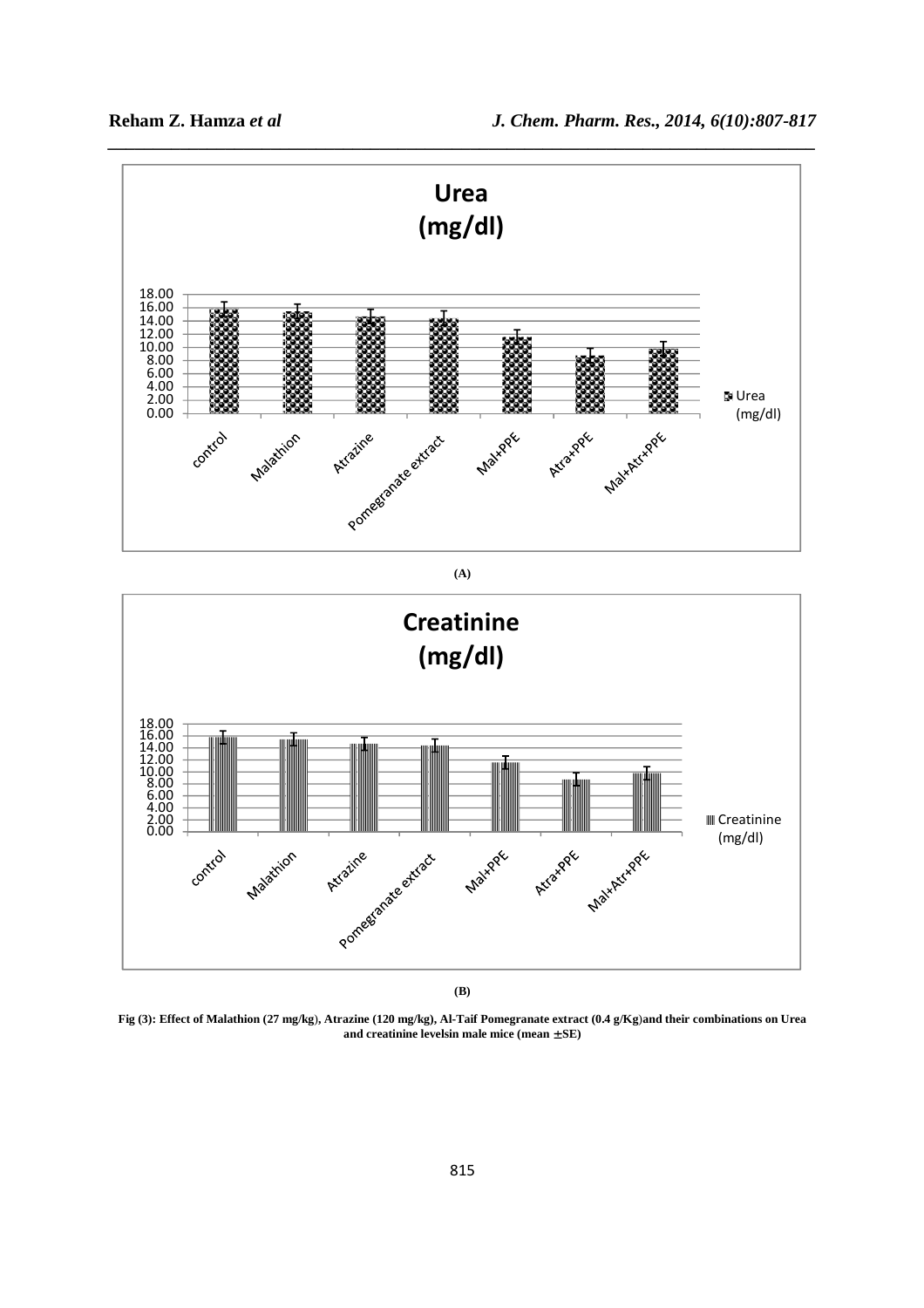**Urea (mg/dl)**

(A)

**Creatinine (mg/dl)**

(B)

**Fig (3): Effect of Malathion (27 mg/kg), Atrazine (120 mg/kg), Al-Taif Pomegranate extract (0.4 g/Kg)and their combinations on Urea and creatinine levelsin male mice (mean ±SE)**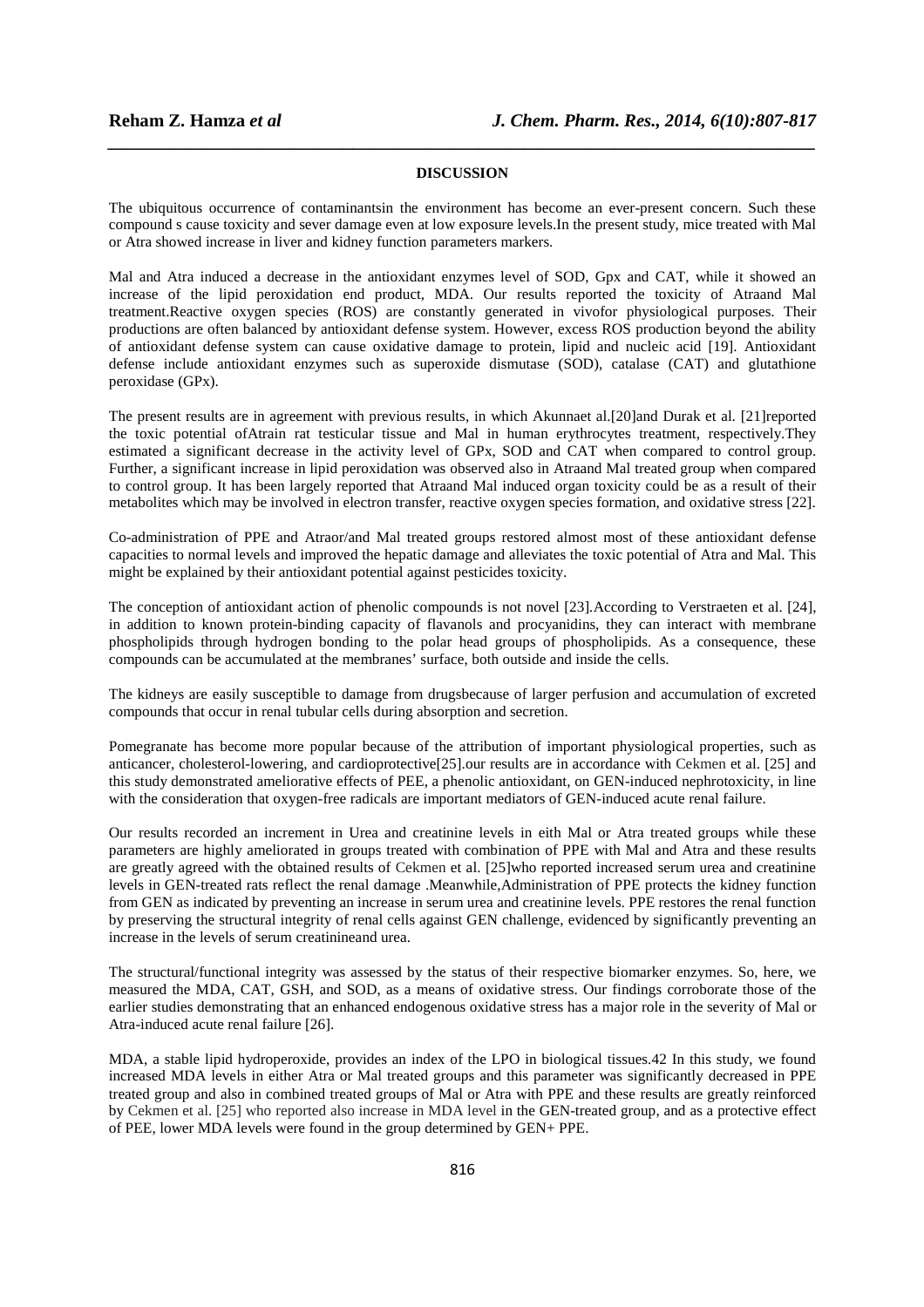## DISCUSSION

The ubiquitous occurrence of contaminantsin the environment has become an ever-present concern. Such these compound s cause toxicity and sever damage even at low exposure levels.In the present study, mice treated with Mal or Atra showed increase in liver and kidney function parameters markers.

Mal and Atra induced a decrease in the antioxidant enzymes level of SOD, Gpx and CAT, while it showed an increase of the lipid peroxidation end product, MDA. Our results reported the toxicity of Atraand Mal treatment.Reactive oxygen species (ROS) are constantly generated in vivofor physiological purposes. Their productions are often balanced by antioxidant defense system. However, excess ROS production beyond the ability of antioxidant defense system can cause oxidative damage to protein, lipid and nucleic acid [19]. Antioxidant defense include antioxidant enzymes such as superoxide dismutase (SOD), catalase (CAT) and glutathione peroxidase (GPx).

The present results are in agreement with previous results, in which Akunnaet al.[20]and Durak et al. [21]reported the toxic potential ofAtrain rat testicular tissue and Mal in human erythrocytes treatment, respectively.They estimated a significant decrease in the activity level of GPx, SOD and CAT when compared to control group. Further, a significant increase in lipid peroxidation was observed also in Atraand Mal treated group when compared to control group. It has been largely reported that Atraand Mal induced organ toxicity could be as a result of their metabolites which may be involved in electron transfer, reactive oxygen species formation, and oxidative stress [22].

Co-administration of PPE and Atraor/and Mal treated groups restored almost most of these antioxidant defense capacities to normal levels and improved the hepatic damage and alleviates the toxic potential of Atra and Mal. This might be explained by their antioxidant potential against pesticides toxicity.

The conception of antioxidant action of phenolic compounds is not novel [23].According to Verstraeten et al. [24], in addition to known protein-binding capacity of flavanols and procyanidins, they can interact with membrane phospholipids through hydrogen bonding to the polar head groups of phospholipids. As a consequence, these compounds can be accumulated at the membranes' surface, both outside and inside the cells.

The kidneys are easily susceptible to damage from drugsbecause of larger perfusion and accumulation of excreted compounds that occur in renal tubular cells during absorption and secretion.

Pomegranate has become more popular because of the attribution of important physiological properties, such as anticancer, cholesterol-lowering, and cardioprotective[25].our results are in accordance with Cekmen et al. [25] and this study demonstrated ameliorative effects of PEE, a phenolic antioxidant, on GEN-induced nephrotoxicity, in line with the consideration that oxygen-free radicals are important mediators of GEN-induced acute renal failure.

Our results recorded an increment in Urea and creatinine levels in eith Mal or Atra treated groups while these parameters are highly ameliorated in groups treated with combination of PPE with Mal and Atra and these results are greatly agreed with the obtained results of Cekmen et al. [25]who reported increased serum urea and creatinine levels in GEN-treated rats reflect the renal damage .Meanwhile,Administration of PPE protects the kidney function from GEN as indicated by preventing an increase in serum urea and creatinine levels. PPE restores the renal function by preserving the structural integrity of renal cells against GEN challenge, evidenced by significantly preventing an increase in the levels of serum creatinineand urea.

The structural/functional integrity was assessed by the status of their respective biomarker enzymes. So, here, we measured the MDA, CAT, GSH, and SOD, as a means of oxidative stress. Our findings corroborate those of the earlier studies demonstrating that an enhanced endogenous oxidative stress has a major role in the severity of Mal or Atra-induced acute renal failure [26].

MDA, a stable lipid hydroperoxide, provides an index of the LPO in biological tissues.42 In this study, we found increased MDA levels in either Atra or Mal treated groups and this parameter was significantly decreased in PPE treated group and also in combined treated groups of Mal or Atra with PPE and these results are greatly reinforced by Cekmen et al. [25] who reported also increase in MDA level in the GEN-treated group, and as a protective effect of PEE, lower MDA levels were found in the group determined by GEN+ PPE.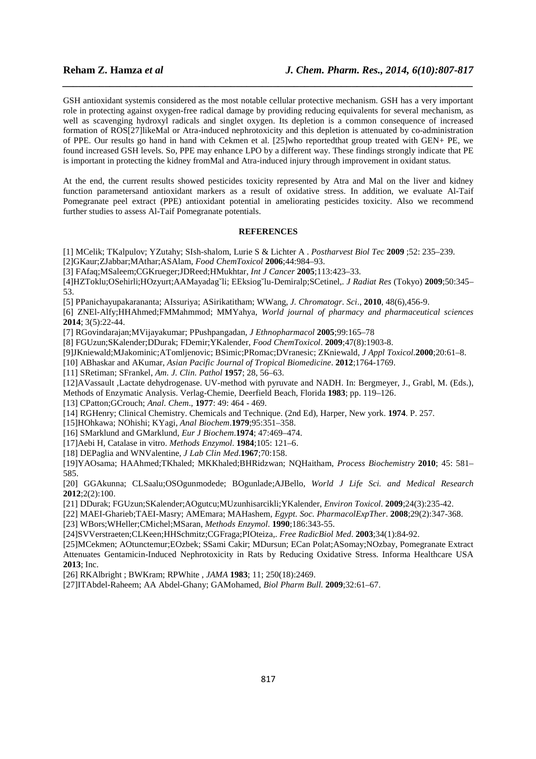GSH antioxidant systemis considered as the most notable cellular protective mechanism. GSH has a very important role in protecting against oxygen-free radical damage by providing reducing equivalents for several mechanism, as well as scavenging hydroxyl radicals and singlet oxygen. Its depletion is a common consequence of increased formation of ROS[27]likeMal or Atra-induced nephrotoxicity and this depletion is attenuated by co-administration of PPE. Our results go hand in hand with Cekmen et al. [25]who reportedthat group treated with GEN+ PE, we found increased GSH levels. So, PPE may enhance LPO by a different way. These findings strongly indicate that PE is important in protecting the kidney fromMal and Atra-induced injury through improvement in oxidant status.

At the end, the current results showed pesticides toxicity represented by Atra and Mal on the liver and kidney function parametersand antioxidant markers as a result of oxidative stress. In addition, we evaluate Al-Taif Pomegranate peel extract (PPE) antioxidant potential in ameliorating pesticides toxicity. Also we recommend further studies to assess Al-Taif Pomegranate potentials.

## REFERENCES

[1] MCelik; TKalpulov; YZutahy; SIsh-shalom, Lurie S & Lichter A . *Postharvest Biol Tec* **2009** ;52: 235–239.

[2]GKaur;ZJabbar;MAthar;ASAlam, *Food ChemToxicol* **2006**;44:984–93.

[3] FAfaq;MSaleem;CGKrueger;JDReed;HMukhtar, *Int J Cancer* **2005**;113:423–33.

[4]HZToklu;OSehirli;HOzyurt;AAMayadag˘li; EEksiog˘lu-Demiralp;SCetinel,. *J Radiat Res* (Tokyo) **2009**;50:345–53.

[5] PPanichayupakaranant; AIssuriya; ASirikatitham; WWang, *J. Chromatogr. Sci*., **2010**, 48(6),456-9.

[6] ZNEl-Alfy;HHAhmed;FMMahmmod; MMYahya, *World journal of pharmacy and pharmaceutical sciences* **2014**; 3(5):22-44.

[7] RGovindarajan;MVijayakumar; PPushpangadan, *J Ethnopharmacol* **2005**;99:165–78

[8] FGUzun;SKalender;DDurak; FDemir;YKalender, *Food ChemToxicol*. **2009**;47(8):1903-8.

[9]JKniewald;MJakominic;ATomljenovic; BSimic;PRomac;DVranesic; ZKniewald, *J Appl Toxicol*.**2000**;20:61–8.

[10] ABhaskar and AKumar, *Asian Pacific Journal of Tropical Biomedicine*. **2012**;1764-1769.

[11] SRetiman; SFrankel, *Am. J. Clin. Pathol* **1957**; 28, 56–63.

[12]AVassault ,Lactate dehydrogenase. UV-method with pyruvate and NADH. In: Bergmeyer, J., Grabl, M. (Eds.), Methods of Enzymatic Analysis. Verlag-Chemie, Deerfield Beach, Florida **1983**; pp. 119–126.

[13] CPatton;GCrouch; *Anal. Chem*., **1977**: 49: 464 - 469.

[14] RGHenry; Clinical Chemistry. Chemicals and Technique. (2nd Ed), Harper, New york. **1974**. P. 257.

[15]HOhkawa; NOhishi; KYagi, *Anal Biochem*.**1979**;95:351–358.

[16] SMarklund and GMarklund, *Eur J Biochem*.**1974**; 47:469–474.

[17]Aebi H, Catalase in vitro. *Methods Enzymol*. **1984**;105: 121–6.

[18] DEPaglia and WNValentine, *J Lab Clin Med*.**1967**;70:158.

[19]YAOsama; HAAhmed;TKhaled; MKKhaled;BHRidzwan; NQHaitham, *Process Biochemistry* **2010**; 45: 581–585.

[20] GGAkunna; CLSaalu;OSOgunmodede; BOgunlade;AJBello, *World J Life Sci. and Medical Research* **2012**;2(2):100.

[21] DDurak; FGUzun;SKalender;AOgutcu;MUzunhisarcikli;YKalender, *Environ Toxicol*. **2009**;24(3):235-42.

[22] MAEI-Gharieb;TAEI-Masry; AMEmara; MAHashem, *Egypt. Soc. PharmacolExpTher*. **2008**;29(2):347-368.

[23] WBors;WHeller;CMichel;MSaran, *Methods Enzymol*. **1990**;186:343-55.

[24]SVVerstraeten;CLKeen;HHSchmitz;CGFraga;PIOteiza,. *Free RadicBiol Med*. **2003**;34(1):84-92.

[25]MCekmen; AOtunctemur;EOzbek; SSami Cakir; MDursun; ECan Polat;ASomay;NOzbay, Pomegranate Extract Attenuates Gentamicin-Induced Nephrotoxicity in Rats by Reducing Oxidative Stress. Informa Healthcare USA **2013**; Inc.

[26] RKAlbright ; BWKram; RPWhite , *JAMA* **1983**; 11; 250(18):2469.

[27]ITAbdel-Raheem; AA Abdel-Ghany; GAMohamed, *Biol Pharm Bull.* **2009**;32:61–67.